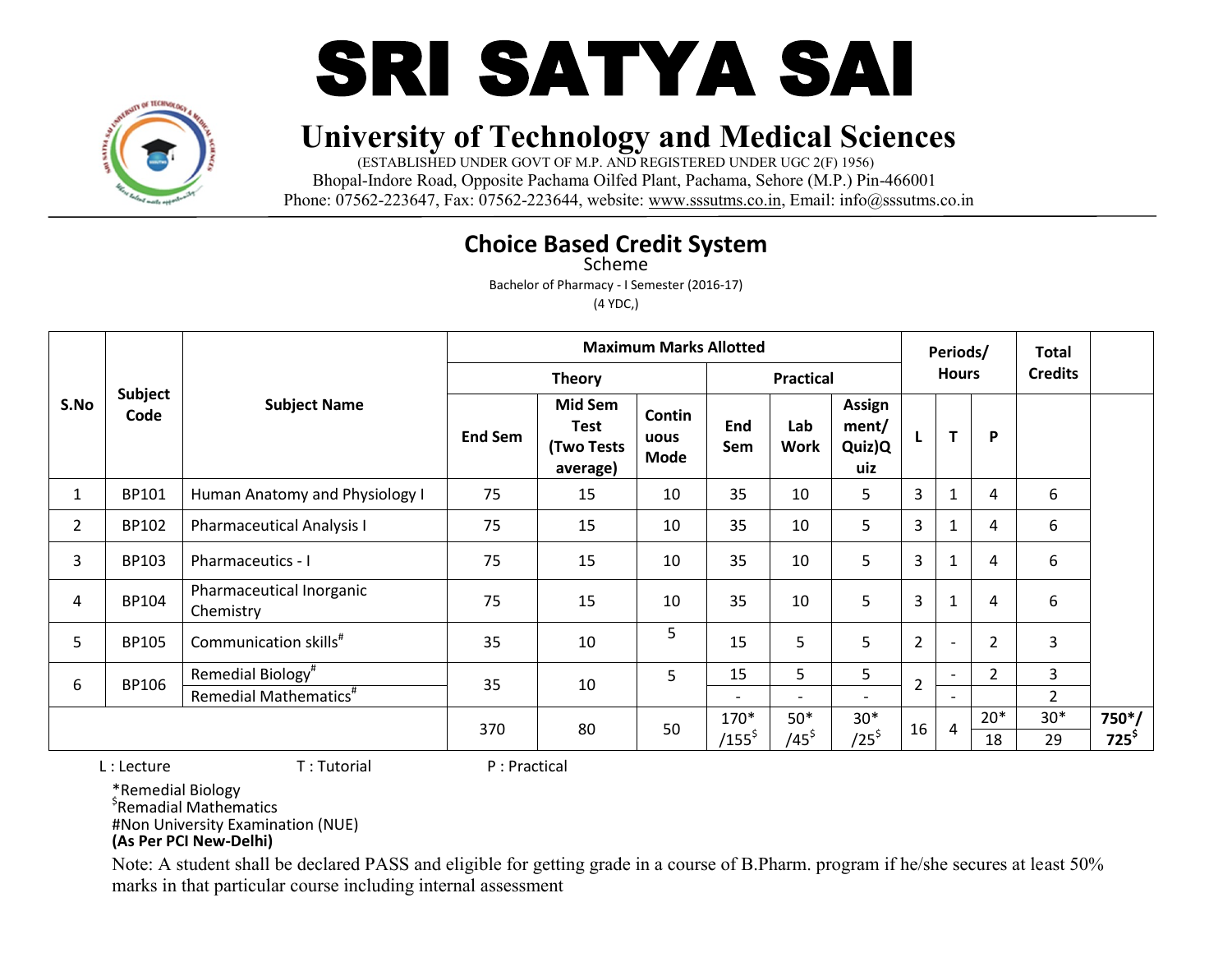# SRI SATYA SAI

## University of Technology and Medical Sciences

(ESTABLISHED UNDER GOVT OF M.P. AND REGISTERED UNDER UGC 2(F) 1956)
Bhopal-Indore Road, Opposite Pachama Oilfed Plant, Pachama, Sehore (M.P.) Pin-466001
Phone: 07562-223647, Fax: 07562-223644, website: www.sssutms.co.in, Email: info@sssutms.co.in

## Choice Based Credit System

Scheme

Bachelor of Pharmacy - I Semester (2016-17)

(4 YDC,)

| S.No | Subject Code | Subject Name | Maximum Marks Allotted | | | | | | Periods/ Hours | | | Total Credits | |
|---|---|---|---|---|---|---|---|---|---|---|---|---|---|
| | | | Theory | | | Practical | | | | | | | |
| | | | End Sem | Mid Sem Test (Two Tests average) | Continuous Mode | End Sem | Lab Work | Assignment/ Quiz)Quiz | L | T | P | | |
| 1 | BP101 | Human Anatomy and Physiology I | 75 | 15 | 10 | 35 | 10 | 5 | 3 | 1 | 4 | 6 | |
| 2 | BP102 | Pharmaceutical Analysis I | 75 | 15 | 10 | 35 | 10 | 5 | 3 | 1 | 4 | 6 | |
| 3 | BP103 | Pharmaceutics - I | 75 | 15 | 10 | 35 | 10 | 5 | 3 | 1 | 4 | 6 | |
| 4 | BP104 | Pharmaceutical Inorganic Chemistry | 75 | 15 | 10 | 35 | 10 | 5 | 3 | 1 | 4 | 6 | |
| 5 | BP105 | Communication skills# | 35 | 10 | 5 | 15 | 5 | 5 | 2 | - | 2 | 3 | |
| 6 | BP106 | Remedial Biology# | 35 | 10 | 5 | 15 | 5 | 5 | 2 | - | 2 | 3 | |
| | | Remedial Mathematics# | | | | - | - | - | | - | | 2 | |
| | | | 370 | 80 | 50 | 170*/155$ | 50*/45$ | 30*/25$ | 16 | 4 | 20*/18 | 30*/29 | 750*/725$ |

L : Lecture T : Tutorial P : Practical

*Remedial Biology
$Remadial Mathematics
#Non University Examination (NUE)
**(As Per PCI New-Delhi)**

Note: A student shall be declared PASS and eligible for getting grade in a course of B.Pharm. program if he/she secures at least 50% marks in that particular course including internal assessment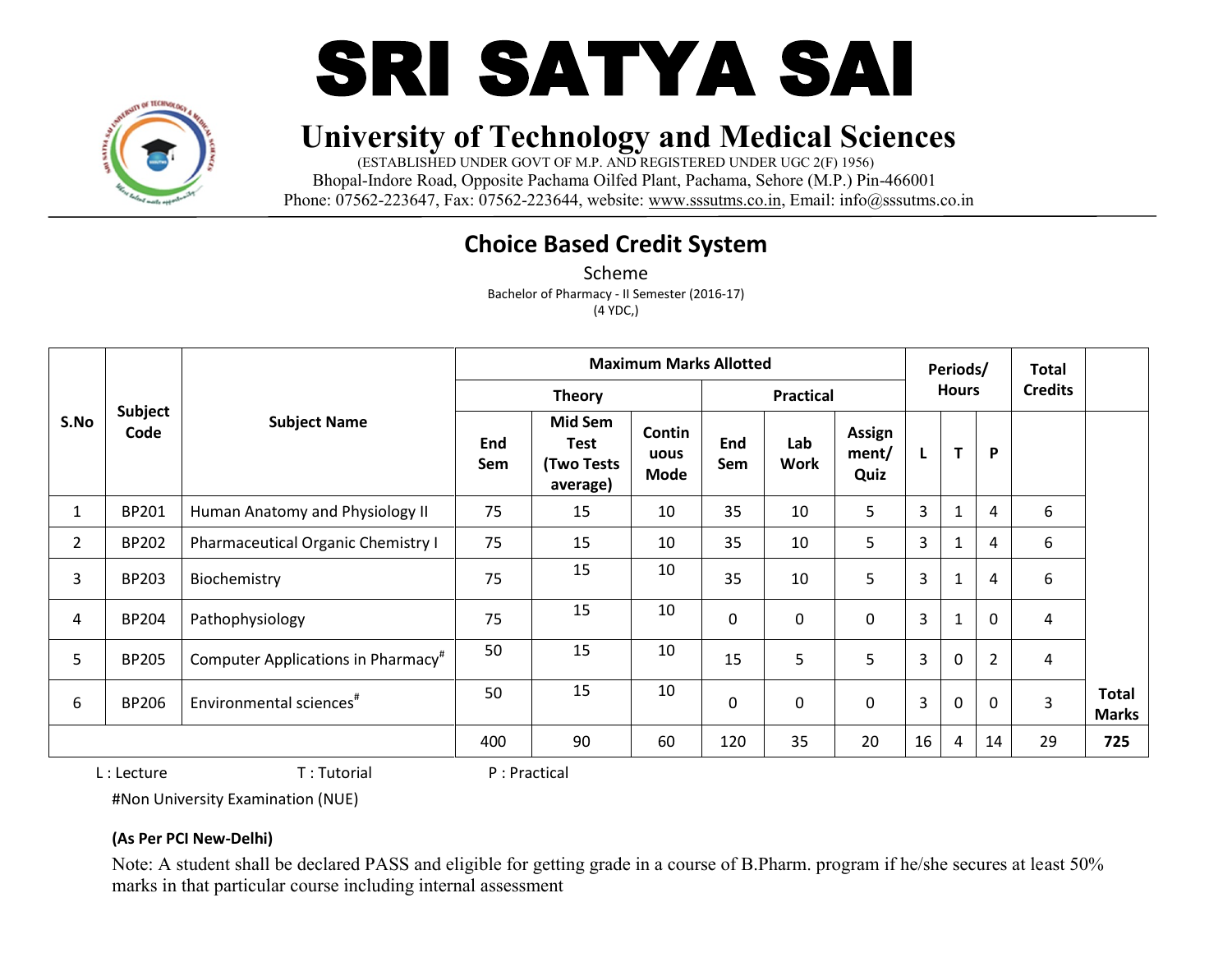# SRI SATYA SAI

## University of Technology and Medical Sciences

(ESTABLISHED UNDER GOVT OF M.P. AND REGISTERED UNDER UGC 2(F) 1956)
Bhopal-Indore Road, Opposite Pachama Oilfed Plant, Pachama, Sehore (M.P.) Pin-466001
Phone: 07562-223647, Fax: 07562-223644, website: www.sssutms.co.in, Email: info@sssutms.co.in

## Choice Based Credit System

Scheme
Bachelor of Pharmacy - II Semester (2016-17)
(4 YDC,)

| S.No | Subject Code | Subject Name | Maximum Marks Allotted | | | | | | Periods/ Hours | | | Total Credits | |
|---|---|---|---|---|---|---|---|---|---|---|---|---|---|
| | | | Theory | | | Practical | | | | | | | |
| | | | End Sem | Mid Sem Test (Two Tests average) | Continuous Mode | End Sem | Lab Work | Assignment/ Quiz | L | T | P | | |
| 1 | BP201 | Human Anatomy and Physiology II | 75 | 15 | 10 | 35 | 10 | 5 | 3 | 1 | 4 | 6 | |
| 2 | BP202 | Pharmaceutical Organic Chemistry I | 75 | 15 | 10 | 35 | 10 | 5 | 3 | 1 | 4 | 6 | |
| 3 | BP203 | Biochemistry | 75 | 15 | 10 | 35 | 10 | 5 | 3 | 1 | 4 | 6 | |
| 4 | BP204 | Pathophysiology | 75 | 15 | 10 | 0 | 0 | 0 | 3 | 1 | 0 | 4 | |
| 5 | BP205 | Computer Applications in Pharmacy# | 50 | 15 | 10 | 15 | 5 | 5 | 3 | 0 | 2 | 4 | |
| 6 | BP206 | Environmental sciences# | 50 | 15 | 10 | 0 | 0 | 0 | 3 | 0 | 0 | 3 | Total Marks |
| | | | 400 | 90 | 60 | 120 | 35 | 20 | 16 | 4 | 14 | 29 | 725 |

L : Lecture  T : Tutorial  P : Practical

#Non University Examination (NUE)

**(As Per PCI New-Delhi)**

Note: A student shall be declared PASS and eligible for getting grade in a course of B.Pharm. program if he/she secures at least 50% marks in that particular course including internal assessment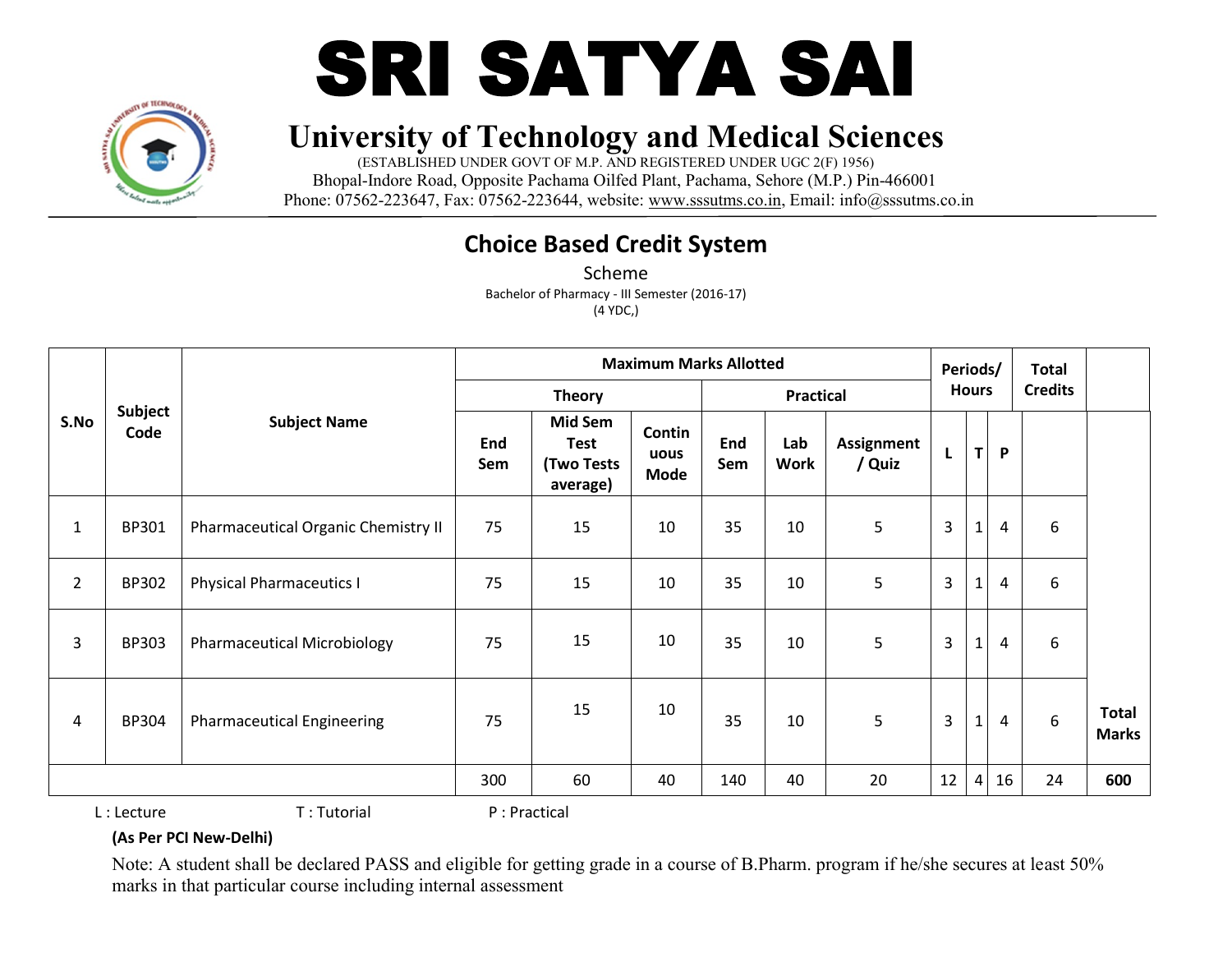# SRI SATYA SAI

## University of Technology and Medical Sciences

(ESTABLISHED UNDER GOVT OF M.P. AND REGISTERED UNDER UGC 2(F) 1956)

Bhopal-Indore Road, Opposite Pachama Oilfed Plant, Pachama, Sehore (M.P.) Pin-466001

Phone: 07562-223647, Fax: 07562-223644, website: www.sssutms.co.in, Email: info@sssutms.co.in

## Choice Based Credit System

Scheme

Bachelor of Pharmacy - III Semester (2016-17)

(4 YDC,)

| S.No | Subject Code | Subject Name | Maximum Marks Allotted | | | | | | Periods/ Hours | | | Total Credits | |
|---|---|---|---|---|---|---|---|---|---|---|---|---|---|
| | | | Theory | | | Practical | | | | | | | |
| | | | End Sem | Mid Sem Test (Two Tests average) | Continuous Mode | End Sem | Lab Work | Assignment / Quiz | L | T | P | | |
| 1 | BP301 | Pharmaceutical Organic Chemistry II | 75 | 15 | 10 | 35 | 10 | 5 | 3 | 1 | 4 | 6 | |
| 2 | BP302 | Physical Pharmaceutics I | 75 | 15 | 10 | 35 | 10 | 5 | 3 | 1 | 4 | 6 | |
| 3 | BP303 | Pharmaceutical Microbiology | 75 | 15 | 10 | 35 | 10 | 5 | 3 | 1 | 4 | 6 | |
| 4 | BP304 | Pharmaceutical Engineering | 75 | 15 | 10 | 35 | 10 | 5 | 3 | 1 | 4 | 6 | **Total Marks** |
| | | | 300 | 60 | 40 | 140 | 40 | 20 | 12 | 4 | 16 | 24 | **600** |

L : Lecture T : Tutorial P : Practical

**(As Per PCI New-Delhi)**

Note: A student shall be declared PASS and eligible for getting grade in a course of B.Pharm. program if he/she secures at least 50% marks in that particular course including internal assessment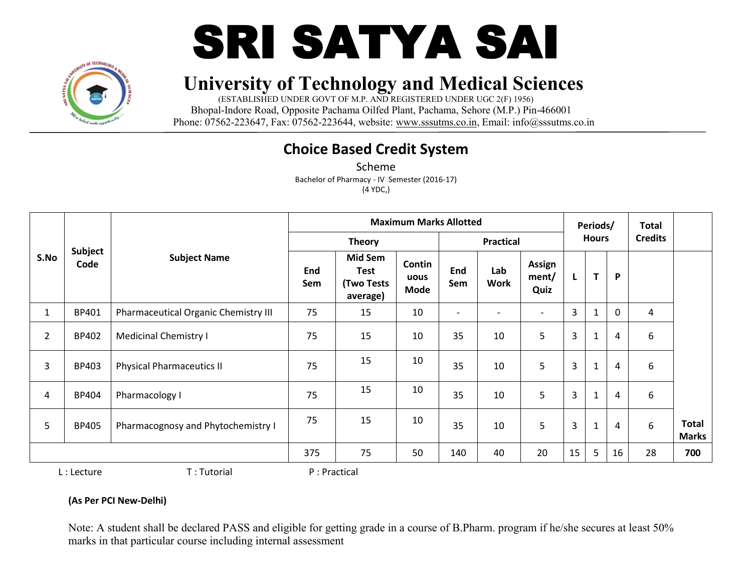# SRI SATYA SAI

## University of Technology and Medical Sciences

(ESTABLISHED UNDER GOVT OF M.P. AND REGISTERED UNDER UGC 2(F) 1956)
Bhopal-Indore Road, Opposite Pachama Oilfed Plant, Pachama, Sehore (M.P.) Pin-466001
Phone: 07562-223647, Fax: 07562-223644, website: www.sssutms.co.in, Email: info@sssutms.co.in

## Choice Based Credit System

Scheme
Bachelor of Pharmacy - IV Semester (2016-17)
(4 YDC,)

| S.No | Subject Code | Subject Name | Maximum Marks Allotted | | | | | | Periods/ Hours | | | Total Credits | |
|---|---|---|---|---|---|---|---|---|---|---|---|---|---|
| | | | Theory | | | Practical | | | | | | | |
| | | | End Sem | Mid Sem Test (Two Tests average) | Continuous Mode | End Sem | Lab Work | Assignment/ Quiz | L | T | P | | |
| 1 | BP401 | Pharmaceutical Organic Chemistry III | 75 | 15 | 10 | - | - | - | 3 | 1 | 0 | 4 | |
| 2 | BP402 | Medicinal Chemistry I | 75 | 15 | 10 | 35 | 10 | 5 | 3 | 1 | 4 | 6 | |
| 3 | BP403 | Physical Pharmaceutics II | 75 | 15 | 10 | 35 | 10 | 5 | 3 | 1 | 4 | 6 | |
| 4 | BP404 | Pharmacology I | 75 | 15 | 10 | 35 | 10 | 5 | 3 | 1 | 4 | 6 | |
| 5 | BP405 | Pharmacognosy and Phytochemistry I | 75 | 15 | 10 | 35 | 10 | 5 | 3 | 1 | 4 | 6 | **Total Marks** |
| | | | 375 | 75 | 50 | 140 | 40 | 20 | 15 | 5 | 16 | 28 | **700** |

L : Lecture T : Tutorial P : Practical

**(As Per PCI New-Delhi)**

Note: A student shall be declared PASS and eligible for getting grade in a course of B.Pharm. program if he/she secures at least 50% marks in that particular course including internal assessment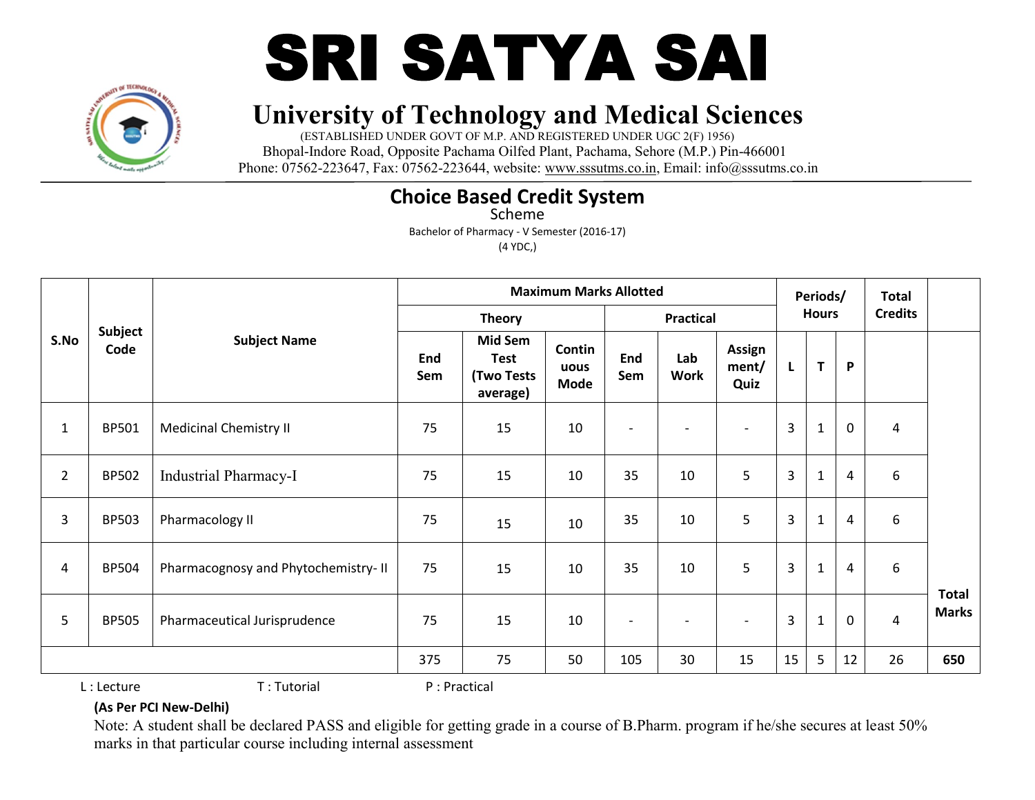# SRI SATYA SAI

## University of Technology and Medical Sciences

(ESTABLISHED UNDER GOVT OF M.P. AND REGISTERED UNDER UGC 2(F) 1956)
Bhopal-Indore Road, Opposite Pachama Oilfed Plant, Pachama, Sehore (M.P.) Pin-466001
Phone: 07562-223647, Fax: 07562-223644, website: www.sssutms.co.in, Email: info@sssutms.co.in

## Choice Based Credit System

Scheme

Bachelor of Pharmacy - V Semester (2016-17)

(4 YDC,)

| S.No | Subject Code | Subject Name | Maximum Marks Allotted | | | | | | Periods/ Hours | | | Total Credits | |
|---|---|---|---|---|---|---|---|---|---|---|---|---|---|
| | | | Theory | | | Practical | | | | | | | |
| | | | End Sem | Mid Sem Test (Two Tests average) | Continuous Mode | End Sem | Lab Work | Assignment/ Quiz | L | T | P | | Total Marks |
| 1 | BP501 | Medicinal Chemistry II | 75 | 15 | 10 | - | - | - | 3 | 1 | 0 | 4 | |
| 2 | BP502 | Industrial Pharmacy-I | 75 | 15 | 10 | 35 | 10 | 5 | 3 | 1 | 4 | 6 | |
| 3 | BP503 | Pharmacology II | 75 | 15 | 10 | 35 | 10 | 5 | 3 | 1 | 4 | 6 | |
| 4 | BP504 | Pharmacognosy and Phytochemistry- II | 75 | 15 | 10 | 35 | 10 | 5 | 3 | 1 | 4 | 6 | |
| 5 | BP505 | Pharmaceutical Jurisprudence | 75 | 15 | 10 | - | - | - | 3 | 1 | 0 | 4 | |
| | | | 375 | 75 | 50 | 105 | 30 | 15 | 15 | 5 | 12 | 26 | **650** |

L : Lecture T : Tutorial P : Practical

**(As Per PCI New-Delhi)**

Note: A student shall be declared PASS and eligible for getting grade in a course of B.Pharm. program if he/she secures at least 50% marks in that particular course including internal assessment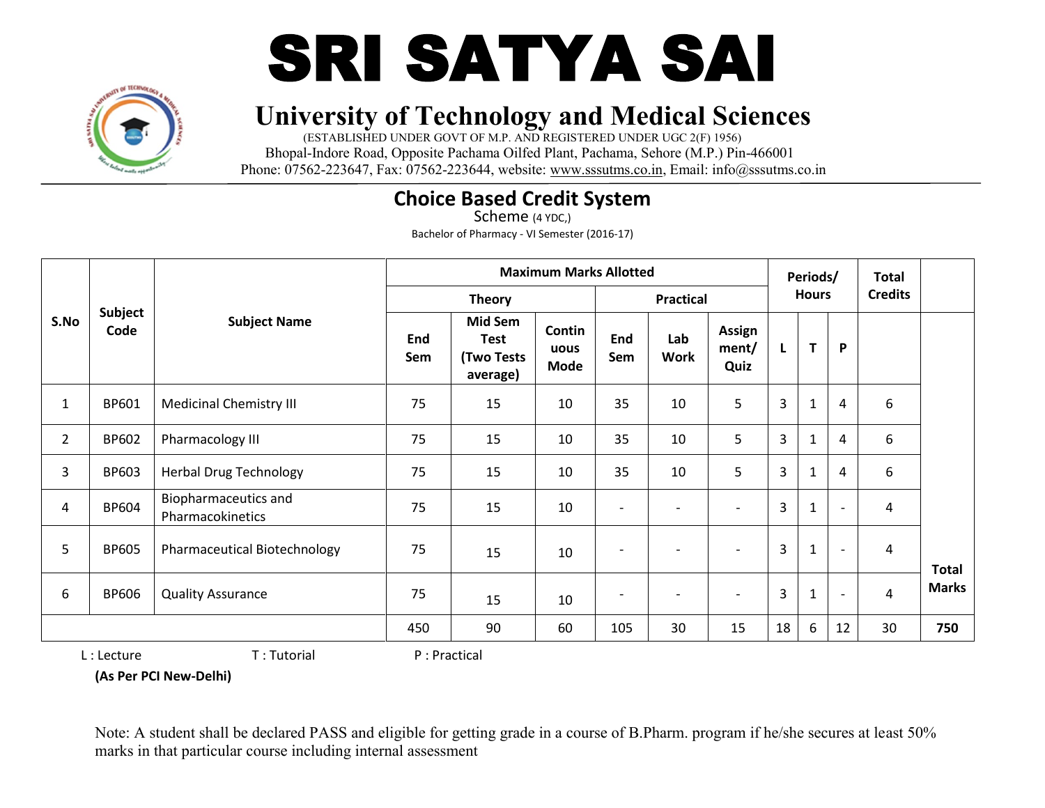# SRI SATYA SAI

## University of Technology and Medical Sciences

(ESTABLISHED UNDER GOVT OF M.P. AND REGISTERED UNDER UGC 2(F) 1956)
Bhopal-Indore Road, Opposite Pachama Oilfed Plant, Pachama, Sehore (M.P.) Pin-466001
Phone: 07562-223647, Fax: 07562-223644, website: www.sssutms.co.in, Email: info@sssutms.co.in

## Choice Based Credit System

Scheme (4 YDC,)

Bachelor of Pharmacy - VI Semester (2016-17)

| S.No | Subject Code | Subject Name | Maximum Marks Allotted | | | | | | Periods/ Hours | | | Total Credits | Total Marks |
|---|---|---|---|---|---|---|---|---|---|---|---|---|---|
| | | | Theory | | | Practical | | | | | | | |
| | | | End Sem | Mid Sem Test (Two Tests average) | Continuous Mode | End Sem | Lab Work | Assignment/ Quiz | L | T | P | | |
| 1 | BP601 | Medicinal Chemistry III | 75 | 15 | 10 | 35 | 10 | 5 | 3 | 1 | 4 | 6 | |
| 2 | BP602 | Pharmacology III | 75 | 15 | 10 | 35 | 10 | 5 | 3 | 1 | 4 | 6 | |
| 3 | BP603 | Herbal Drug Technology | 75 | 15 | 10 | 35 | 10 | 5 | 3 | 1 | 4 | 6 | |
| 4 | BP604 | Biopharmaceutics and Pharmacokinetics | 75 | 15 | 10 | - | - | - | 3 | 1 | - | 4 | |
| 5 | BP605 | Pharmaceutical Biotechnology | 75 | 15 | 10 | - | - | - | 3 | 1 | - | 4 | |
| 6 | BP606 | Quality Assurance | 75 | 15 | 10 | - | - | - | 3 | 1 | - | 4 | |
| | | | 450 | 90 | 60 | 105 | 30 | 15 | 18 | 6 | 12 | 30 | **750** |

L : Lecture T : Tutorial P : Practical

**(As Per PCI New-Delhi)**

Note: A student shall be declared PASS and eligible for getting grade in a course of B.Pharm. program if he/she secures at least 50% marks in that particular course including internal assessment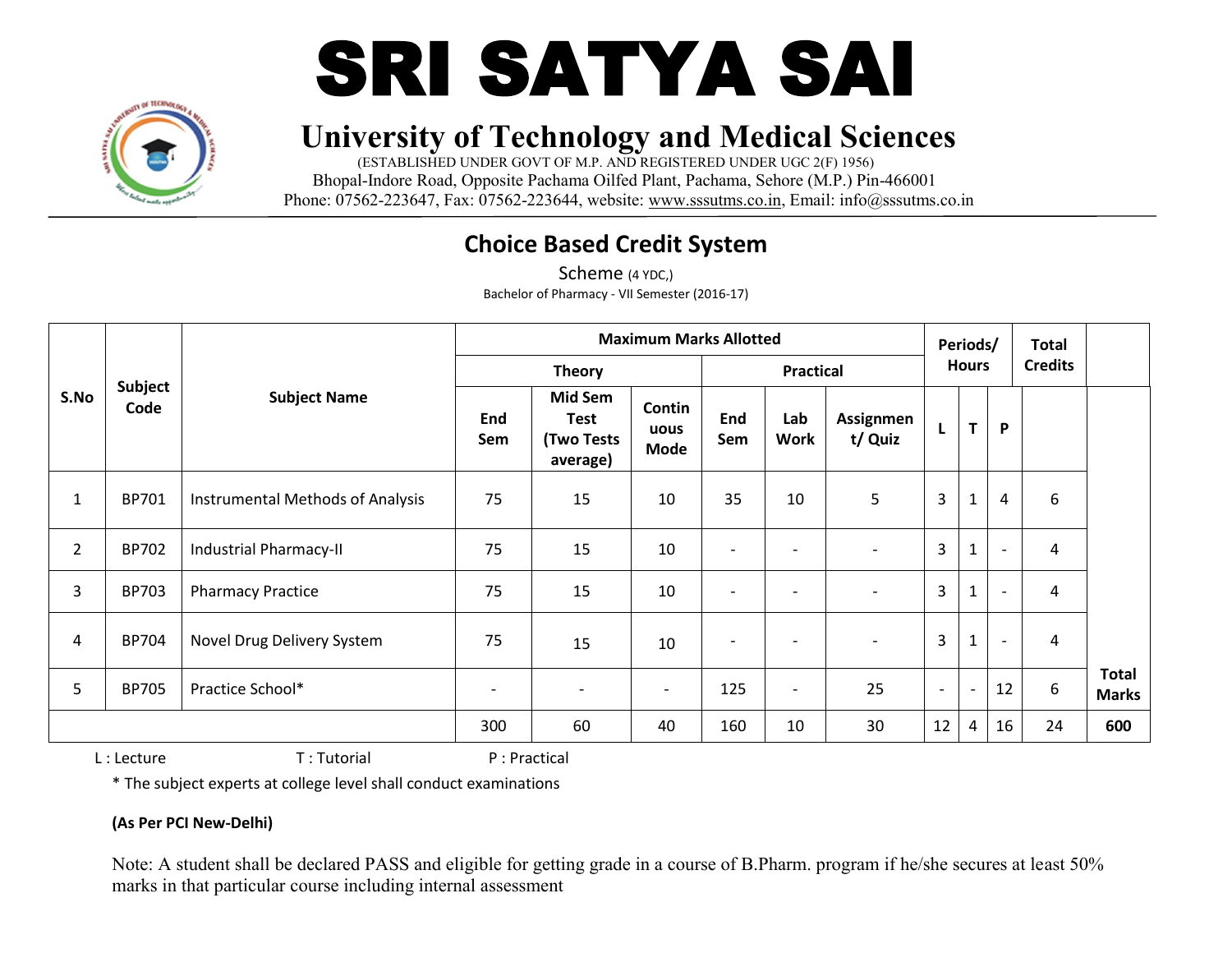# SRI SATYA SAI

## University of Technology and Medical Sciences

(ESTABLISHED UNDER GOVT OF M.P. AND REGISTERED UNDER UGC 2(F) 1956)
Bhopal-Indore Road, Opposite Pachama Oilfed Plant, Pachama, Sehore (M.P.) Pin-466001
Phone: 07562-223647, Fax: 07562-223644, website: www.sssutms.co.in, Email: info@sssutms.co.in

## Choice Based Credit System

Scheme (4 YDC,)

Bachelor of Pharmacy - VII Semester (2016-17)

| S.No | Subject Code | Subject Name | Maximum Marks Allotted | | | | | | Periods/ Hours | | | Total Credits | |
|---|---|---|---|---|---|---|---|---|---|---|---|---|---|
| | | | Theory | | | Practical | | | | | | | |
| | | | End Sem | Mid Sem Test (Two Tests average) | Continuous Mode | End Sem | Lab Work | Assignment/ Quiz | L | T | P | | |
| 1 | BP701 | Instrumental Methods of Analysis | 75 | 15 | 10 | 35 | 10 | 5 | 3 | 1 | 4 | 6 | |
| 2 | BP702 | Industrial Pharmacy-II | 75 | 15 | 10 | - | - | - | 3 | 1 | - | 4 | |
| 3 | BP703 | Pharmacy Practice | 75 | 15 | 10 | - | - | - | 3 | 1 | - | 4 | |
| 4 | BP704 | Novel Drug Delivery System | 75 | 15 | 10 | - | - | - | 3 | 1 | - | 4 | |
| 5 | BP705 | Practice School* | - | - | - | 125 | - | 25 | - | - | 12 | 6 | Total Marks |
| | | | 300 | 60 | 40 | 160 | 10 | 30 | 12 | 4 | 16 | 24 | **600** |

L : Lecture T : Tutorial P : Practical

\* The subject experts at college level shall conduct examinations

**(As Per PCI New-Delhi)**

Note: A student shall be declared PASS and eligible for getting grade in a course of B.Pharm. program if he/she secures at least 50% marks in that particular course including internal assessment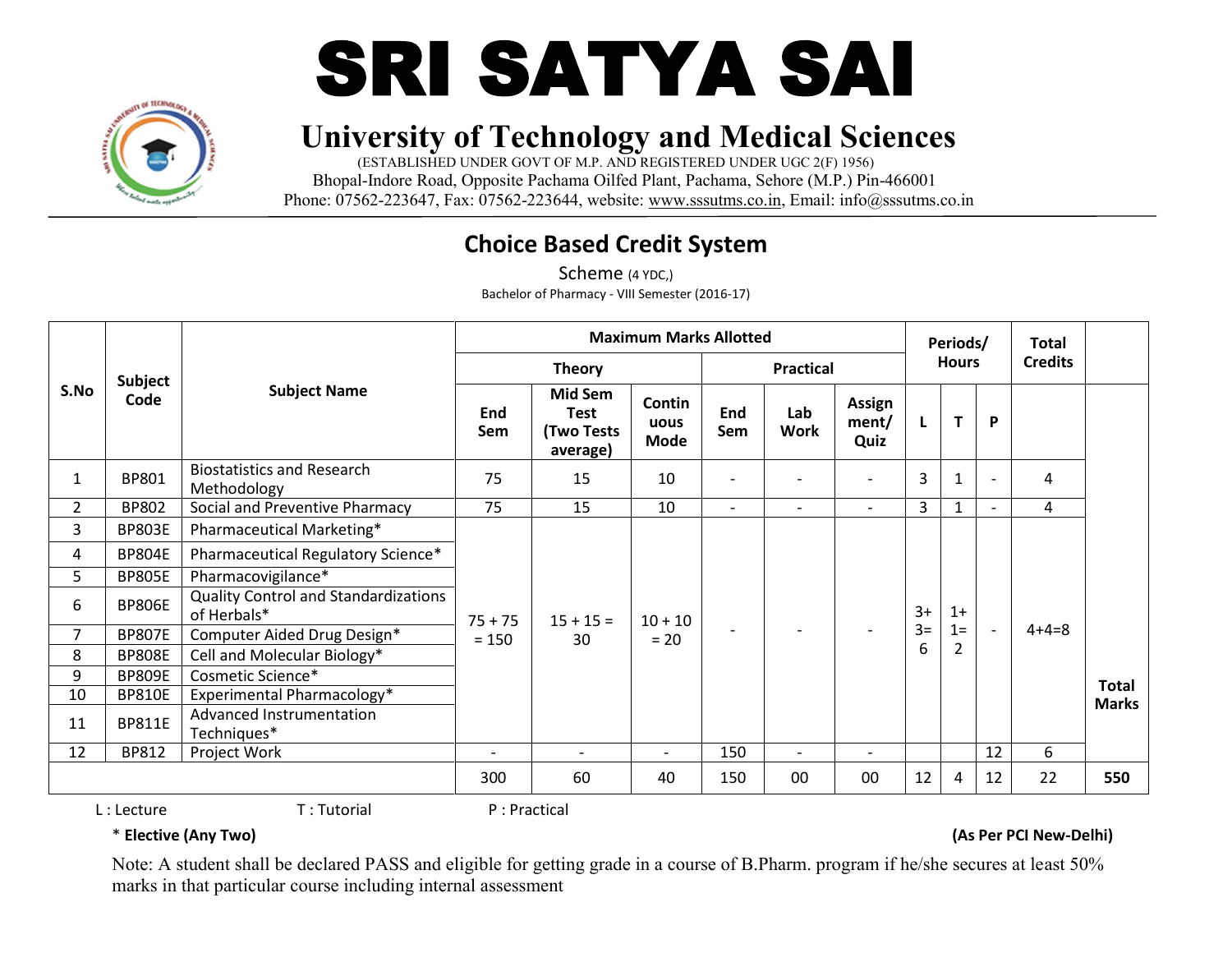# SRI SATYA SAI

## University of Technology and Medical Sciences

(ESTABLISHED UNDER GOVT OF M.P. AND REGISTERED UNDER UGC 2(F) 1956)
Bhopal-Indore Road, Opposite Pachama Oilfed Plant, Pachama, Sehore (M.P.) Pin-466001
Phone: 07562-223647, Fax: 07562-223644, website: www.sssutms.co.in, Email: info@sssutms.co.in

## Choice Based Credit System

Scheme (4 YDC,)

Bachelor of Pharmacy - VIII Semester (2016-17)

| S.No | Subject Code | Subject Name | Maximum Marks Allotted | | | | | | Periods/ Hours | | | Total Credits | Total Marks |
|---|---|---|---|---|---|---|---|---|---|---|---|---|---|
| | | | Theory | | | Practical | | | | | | | |
| | | | End Sem | Mid Sem Test (Two Tests average) | Continuous Mode | End Sem | Lab Work | Assignment/ Quiz | L | T | P | | |
| 1 | BP801 | Biostatistics and Research Methodology | 75 | 15 | 10 | - | - | - | 3 | 1 | - | 4 | |
| 2 | BP802 | Social and Preventive Pharmacy | 75 | 15 | 10 | - | - | - | 3 | 1 | - | 4 | |
| 3 | BP803E | Pharmaceutical Marketing* | 75 + 75 = 150 | 15 + 15 = 30 | 10 + 10 = 20 | - | - | - | 3+3=6 | 1+1=2 | - | 4+4=8 | |
| 4 | BP804E | Pharmaceutical Regulatory Science* | | | | | | | | | | | |
| 5 | BP805E | Pharmacovigilance* | | | | | | | | | | | |
| 6 | BP806E | Quality Control and Standardizations of Herbals* | | | | | | | | | | | |
| 7 | BP807E | Computer Aided Drug Design* | | | | | | | | | | | |
| 8 | BP808E | Cell and Molecular Biology* | | | | | | | | | | | |
| 9 | BP809E | Cosmetic Science* | | | | | | | | | | | |
| 10 | BP810E | Experimental Pharmacology* | | | | | | | | | | | |
| 11 | BP811E | Advanced Instrumentation Techniques* | | | | | | | | | | | |
| 12 | BP812 | Project Work | - | - | - | 150 | - | - | | | 12 | 6 | |
| | | | 300 | 60 | 40 | 150 | 00 | 00 | 12 | 4 | 12 | 22 | 550 |

L : Lecture T : Tutorial P : Practical

**\* Elective (Any Two)** **(As Per PCI New-Delhi)**

Note: A student shall be declared PASS and eligible for getting grade in a course of B.Pharm. program if he/she secures at least 50% marks in that particular course including internal assessment